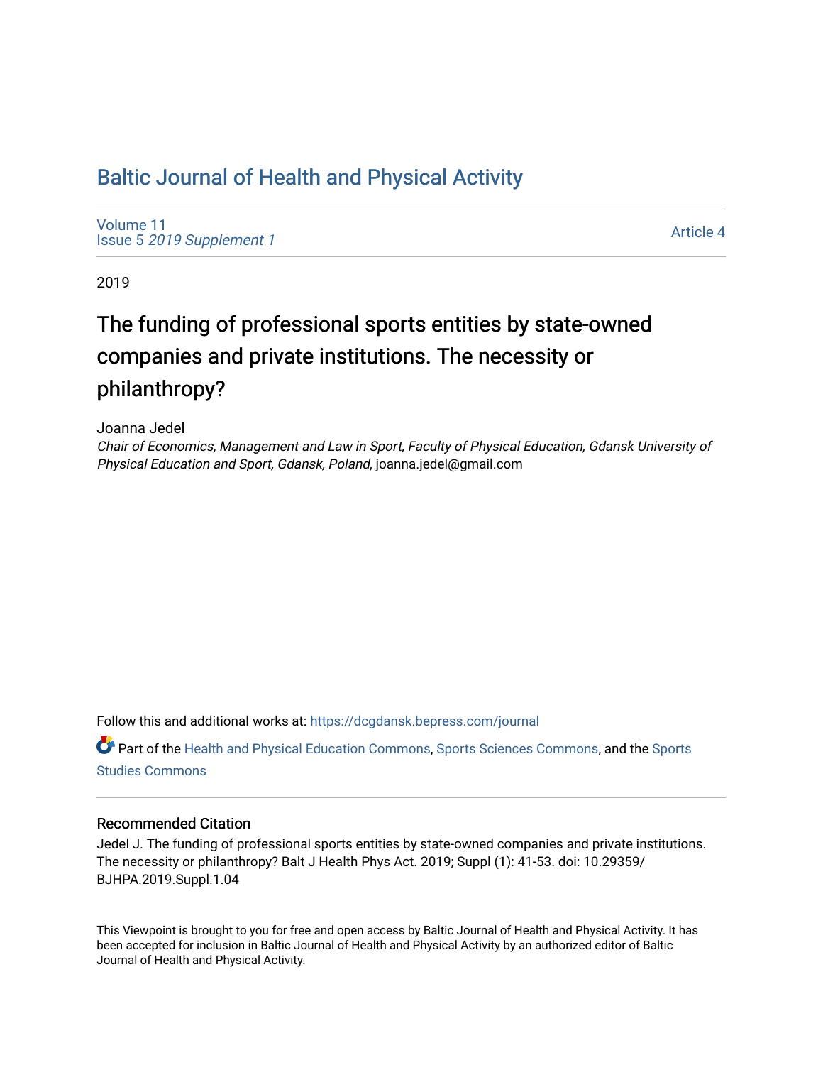# Baltic Journal of Health and Physical Activity

Volume 11
Issue 5 *2019 Supplement 1*

Article 4

2019

## The funding of professional sports entities by state-owned companies and private institutions. The necessity or philanthropy?

Joanna Jedel

*Chair of Economics, Management and Law in Sport, Faculty of Physical Education, Gdansk University of Physical Education and Sport, Gdansk, Poland*, joanna.jedel@gmail.com

Follow this and additional works at: https://dcgdansk.bepress.com/journal

Part of the Health and Physical Education Commons, Sports Sciences Commons, and the Sports Studies Commons

### Recommended Citation

Jedel J. The funding of professional sports entities by state-owned companies and private institutions. The necessity or philanthropy? Balt J Health Phys Act. 2019; Suppl (1): 41-53. doi: 10.29359/BJHPA.2019.Suppl.1.04

This Viewpoint is brought to you for free and open access by Baltic Journal of Health and Physical Activity. It has been accepted for inclusion in Baltic Journal of Health and Physical Activity by an authorized editor of Baltic Journal of Health and Physical Activity.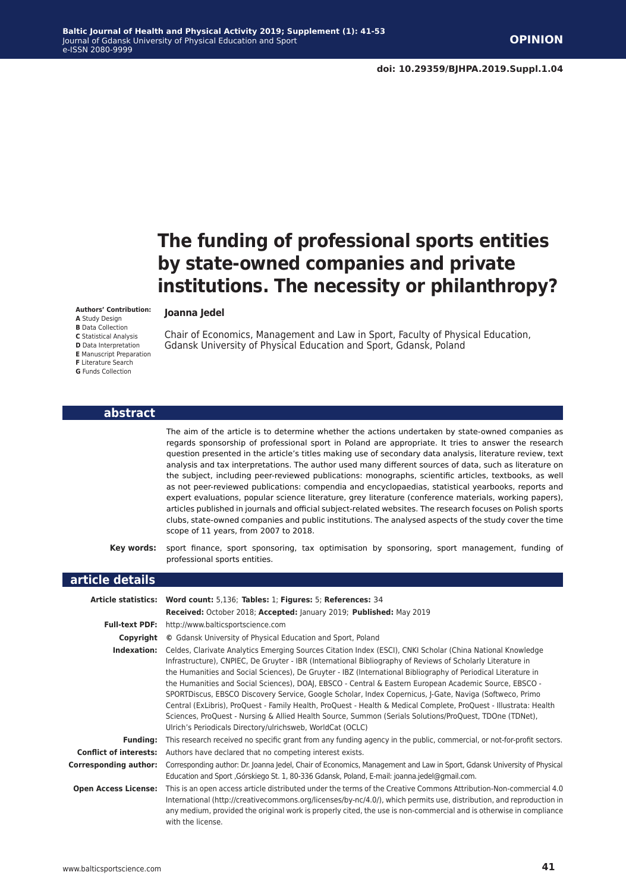# The funding of professional sports entities by state-owned companies and private institutions. The necessity or philanthropy?

**Authors' Contribution:**
**A** Study Design
**B** Data Collection
**C** Statistical Analysis
**D** Data Interpretation
**E** Manuscript Preparation
**F** Literature Search
**G** Funds Collection

**Joanna Jedel**

Chair of Economics, Management and Law in Sport, Faculty of Physical Education, Gdansk University of Physical Education and Sport, Gdansk, Poland

## abstract

The aim of the article is to determine whether the actions undertaken by state-owned companies as regards sponsorship of professional sport in Poland are appropriate. It tries to answer the research question presented in the article's titles making use of secondary data analysis, literature review, text analysis and tax interpretations. The author used many different sources of data, such as literature on the subject, including peer-reviewed publications: monographs, scientific articles, textbooks, as well as not peer-reviewed publications: compendia and encyclopaedias, statistical yearbooks, reports and expert evaluations, popular science literature, grey literature (conference materials, working papers), articles published in journals and official subject-related websites. The research focuses on Polish sports clubs, state-owned companies and public institutions. The analysed aspects of the study cover the time scope of 11 years, from 2007 to 2018.

**Key words:** sport finance, sport sponsoring, tax optimisation by sponsoring, sport management, funding of professional sports entities.

## article details

**Article statistics:** **Word count:** 5,136; **Tables:** 1; **Figures:** 5; **References:** 34
**Received:** October 2018; **Accepted:** January 2019; **Published:** May 2019

**Full-text PDF:** http://www.balticsportscience.com

**Copyright** © Gdansk University of Physical Education and Sport, Poland

**Indexation:** Celdes, Clarivate Analytics Emerging Sources Citation Index (ESCI), CNKI Scholar (China National Knowledge Infrastructure), CNPIEC, De Gruyter - IBR (International Bibliography of Reviews of Scholarly Literature in the Humanities and Social Sciences), De Gruyter - IBZ (International Bibliography of Periodical Literature in the Humanities and Social Sciences), DOAJ, EBSCO - Central & Eastern European Academic Source, EBSCO - SPORTDiscus, EBSCO Discovery Service, Google Scholar, Index Copernicus, J-Gate, Naviga (Softweco, Primo Central (ExLibris), ProQuest - Family Health, ProQuest - Health & Medical Complete, ProQuest - Illustrata: Health Sciences, ProQuest - Nursing & Allied Health Source, Summon (Serials Solutions/ProQuest, TDOne (TDNet), Ulrich's Periodicals Directory/ulrichsweb, WorldCat (OCLC)

**Funding:** This research received no specific grant from any funding agency in the public, commercial, or not-for-profit sectors.

**Conflict of interests:** Authors have declared that no competing interest exists.

**Corresponding author:** Corresponding author: Dr. Joanna Jedel, Chair of Economics, Management and Law in Sport, Gdansk University of Physical Education and Sport ,Górskiego St. 1, 80-336 Gdansk, Poland, E-mail: joanna.jedel@gmail.com.

**Open Access License:** This is an open access article distributed under the terms of the Creative Commons Attribution-Non-commercial 4.0 International (http://creativecommons.org/licenses/by-nc/4.0/), which permits use, distribution, and reproduction in any medium, provided the original work is properly cited, the use is non-commercial and is otherwise in compliance with the license.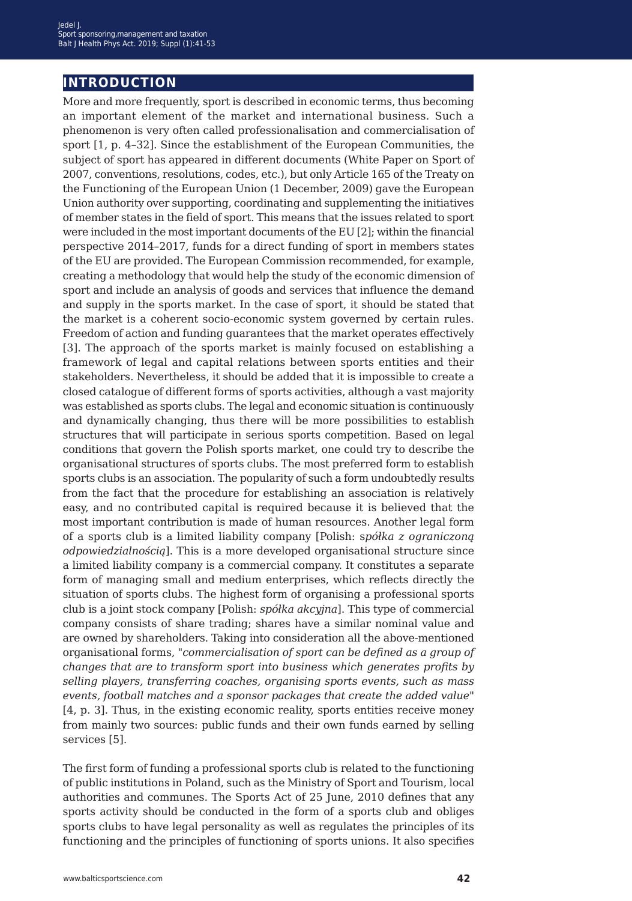## INTRODUCTION

More and more frequently, sport is described in economic terms, thus becoming an important element of the market and international business. Such a phenomenon is very often called professionalisation and commercialisation of sport [1, p. 4–32]. Since the establishment of the European Communities, the subject of sport has appeared in different documents (White Paper on Sport of 2007, conventions, resolutions, codes, etc.), but only Article 165 of the Treaty on the Functioning of the European Union (1 December, 2009) gave the European Union authority over supporting, coordinating and supplementing the initiatives of member states in the field of sport. This means that the issues related to sport were included in the most important documents of the EU [2]; within the financial perspective 2014–2017, funds for a direct funding of sport in members states of the EU are provided. The European Commission recommended, for example, creating a methodology that would help the study of the economic dimension of sport and include an analysis of goods and services that influence the demand and supply in the sports market. In the case of sport, it should be stated that the market is a coherent socio-economic system governed by certain rules. Freedom of action and funding guarantees that the market operates effectively [3]. The approach of the sports market is mainly focused on establishing a framework of legal and capital relations between sports entities and their stakeholders. Nevertheless, it should be added that it is impossible to create a closed catalogue of different forms of sports activities, although a vast majority was established as sports clubs. The legal and economic situation is continuously and dynamically changing, thus there will be more possibilities to establish structures that will participate in serious sports competition. Based on legal conditions that govern the Polish sports market, one could try to describe the organisational structures of sports clubs. The most preferred form to establish sports clubs is an association. The popularity of such a form undoubtedly results from the fact that the procedure for establishing an association is relatively easy, and no contributed capital is required because it is believed that the most important contribution is made of human resources. Another legal form of a sports club is a limited liability company [Polish: s*półka z ograniczoną odpowiedzialnością*]. This is a more developed organisational structure since a limited liability company is a commercial company. It constitutes a separate form of managing small and medium enterprises, which reflects directly the situation of sports clubs. The highest form of organising a professional sports club is a joint stock company [Polish: *spółka akcyjna*]. This type of commercial company consists of share trading; shares have a similar nominal value and are owned by shareholders. Taking into consideration all the above-mentioned organisational forms, "*commercialisation of sport can be defined as a group of changes that are to transform sport into business which generates profits by selling players, transferring coaches, organising sports events, such as mass events, football matches and a sponsor packages that create the added value*" [4, p. 3]. Thus, in the existing economic reality, sports entities receive money from mainly two sources: public funds and their own funds earned by selling services [5].

The first form of funding a professional sports club is related to the functioning of public institutions in Poland, such as the Ministry of Sport and Tourism, local authorities and communes. The Sports Act of 25 June, 2010 defines that any sports activity should be conducted in the form of a sports club and obliges sports clubs to have legal personality as well as regulates the principles of its functioning and the principles of functioning of sports unions. It also specifies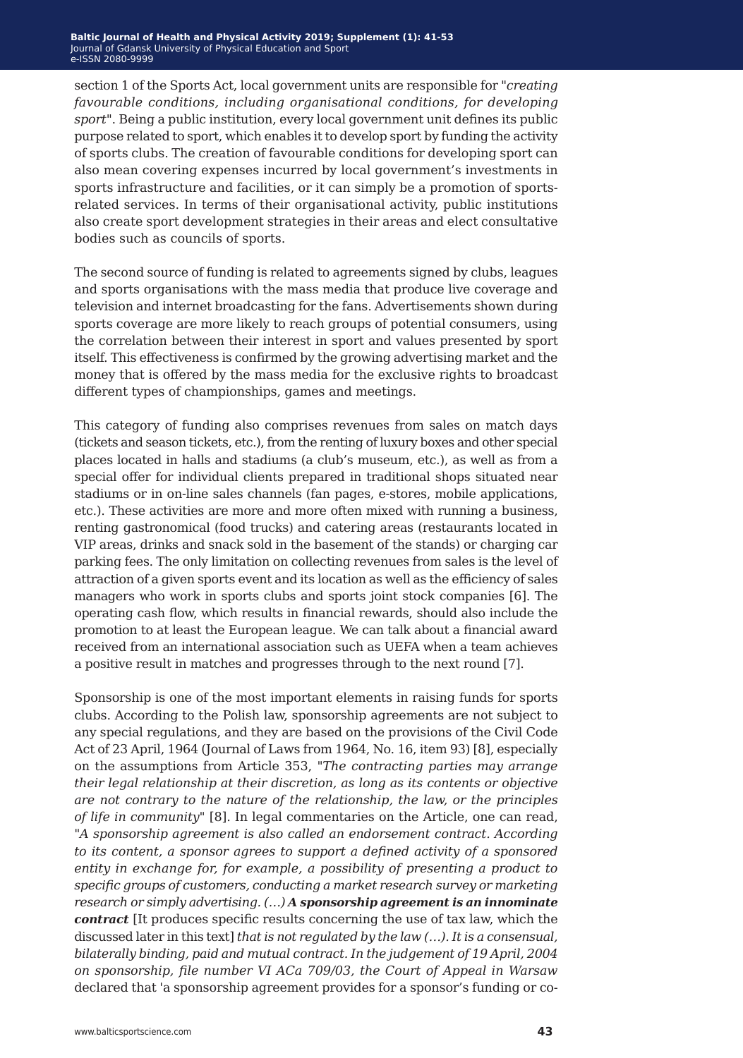section 1 of the Sports Act, local government units are responsible for "*creating favourable conditions, including organisational conditions, for developing sport*". Being a public institution, every local government unit defines its public purpose related to sport, which enables it to develop sport by funding the activity of sports clubs. The creation of favourable conditions for developing sport can also mean covering expenses incurred by local government's investments in sports infrastructure and facilities, or it can simply be a promotion of sports-related services. In terms of their organisational activity, public institutions also create sport development strategies in their areas and elect consultative bodies such as councils of sports.

The second source of funding is related to agreements signed by clubs, leagues and sports organisations with the mass media that produce live coverage and television and internet broadcasting for the fans. Advertisements shown during sports coverage are more likely to reach groups of potential consumers, using the correlation between their interest in sport and values presented by sport itself. This effectiveness is confirmed by the growing advertising market and the money that is offered by the mass media for the exclusive rights to broadcast different types of championships, games and meetings.

This category of funding also comprises revenues from sales on match days (tickets and season tickets, etc.), from the renting of luxury boxes and other special places located in halls and stadiums (a club's museum, etc.), as well as from a special offer for individual clients prepared in traditional shops situated near stadiums or in on-line sales channels (fan pages, e-stores, mobile applications, etc.). These activities are more and more often mixed with running a business, renting gastronomical (food trucks) and catering areas (restaurants located in VIP areas, drinks and snack sold in the basement of the stands) or charging car parking fees. The only limitation on collecting revenues from sales is the level of attraction of a given sports event and its location as well as the efficiency of sales managers who work in sports clubs and sports joint stock companies [6]. The operating cash flow, which results in financial rewards, should also include the promotion to at least the European league. We can talk about a financial award received from an international association such as UEFA when a team achieves a positive result in matches and progresses through to the next round [7].

Sponsorship is one of the most important elements in raising funds for sports clubs. According to the Polish law, sponsorship agreements are not subject to any special regulations, and they are based on the provisions of the Civil Code Act of 23 April, 1964 (Journal of Laws from 1964, No. 16, item 93) [8], especially on the assumptions from Article 353, "*The contracting parties may arrange their legal relationship at their discretion, as long as its contents or objective are not contrary to the nature of the relationship, the law, or the principles of life in community*" [8]. In legal commentaries on the Article, one can read, "*A sponsorship agreement is also called an endorsement contract. According to its content, a sponsor agrees to support a defined activity of a sponsored entity in exchange for, for example, a possibility of presenting a product to specific groups of customers, conducting a market research survey or marketing research or simply advertising. (…)* ***A sponsorship agreement is an innominate contract*** [It produces specific results concerning the use of tax law, which the discussed later in this text] *that is not regulated by the law (…). It is a consensual, bilaterally binding, paid and mutual contract. In the judgement of 19 April, 2004 on sponsorship, file number VI ACa 709/03, the Court of Appeal in Warsaw* declared that 'a sponsorship agreement provides for a sponsor's funding or co-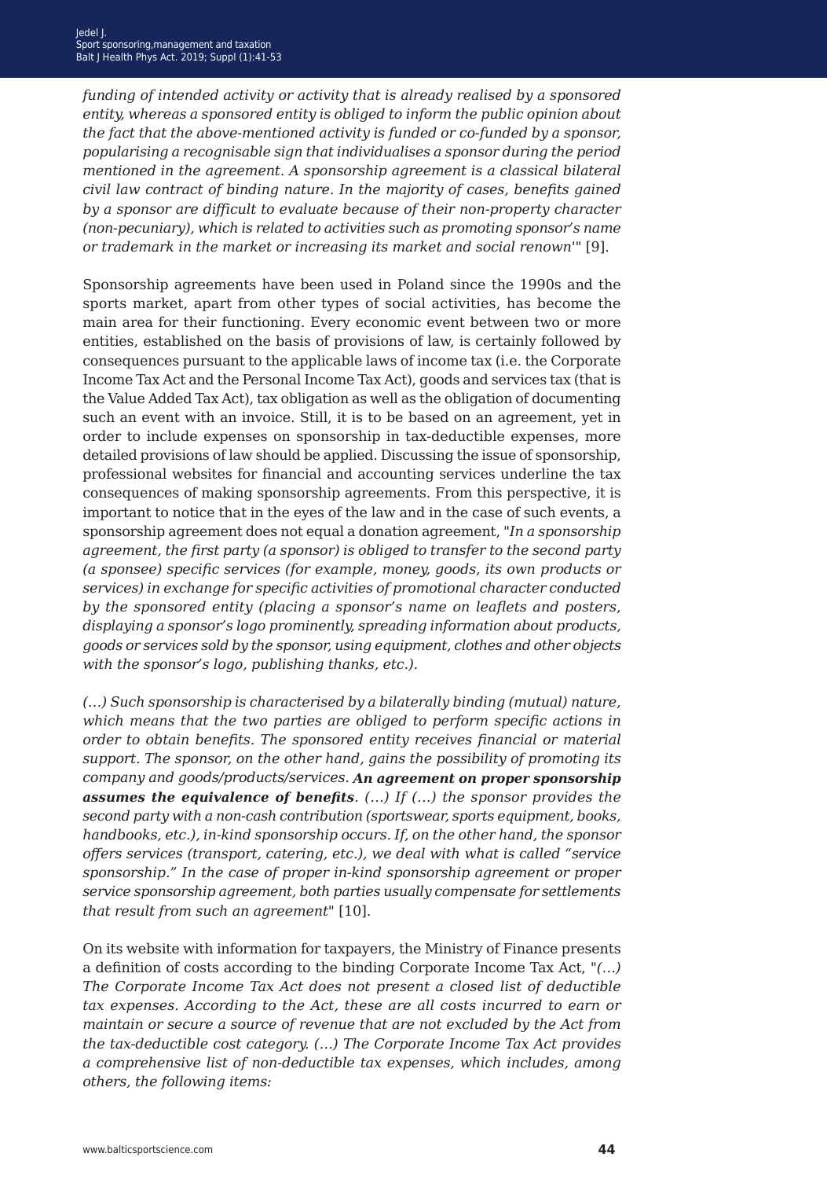*funding of intended activity or activity that is already realised by a sponsored entity, whereas a sponsored entity is obliged to inform the public opinion about the fact that the above-mentioned activity is funded or co-funded by a sponsor, popularising a recognisable sign that individualises a sponsor during the period mentioned in the agreement. A sponsorship agreement is a classical bilateral civil law contract of binding nature. In the majority of cases, benefits gained by a sponsor are difficult to evaluate because of their non-property character (non-pecuniary), which is related to activities such as promoting sponsor's name or trademark in the market or increasing its market and social renown*'" [9].

Sponsorship agreements have been used in Poland since the 1990s and the sports market, apart from other types of social activities, has become the main area for their functioning. Every economic event between two or more entities, established on the basis of provisions of law, is certainly followed by consequences pursuant to the applicable laws of income tax (i.e. the Corporate Income Tax Act and the Personal Income Tax Act), goods and services tax (that is the Value Added Tax Act), tax obligation as well as the obligation of documenting such an event with an invoice. Still, it is to be based on an agreement, yet in order to include expenses on sponsorship in tax-deductible expenses, more detailed provisions of law should be applied. Discussing the issue of sponsorship, professional websites for financial and accounting services underline the tax consequences of making sponsorship agreements. From this perspective, it is important to notice that in the eyes of the law and in the case of such events, a sponsorship agreement does not equal a donation agreement, "*In a sponsorship agreement, the first party (a sponsor) is obliged to transfer to the second party (a sponsee) specific services (for example, money, goods, its own products or services) in exchange for specific activities of promotional character conducted by the sponsored entity (placing a sponsor's name on leaflets and posters, displaying a sponsor's logo prominently, spreading information about products, goods or services sold by the sponsor, using equipment, clothes and other objects with the sponsor's logo, publishing thanks, etc.).*

*(…) Such sponsorship is characterised by a bilaterally binding (mutual) nature, which means that the two parties are obliged to perform specific actions in order to obtain benefits. The sponsored entity receives financial or material support. The sponsor, on the other hand, gains the possibility of promoting its company and goods/products/services.* ***An agreement on proper sponsorship assumes the equivalence of benefits****. (…) If (…) the sponsor provides the second party with a non-cash contribution (sportswear, sports equipment, books, handbooks, etc.), in-kind sponsorship occurs. If, on the other hand, the sponsor offers services (transport, catering, etc.), we deal with what is called "service sponsorship." In the case of proper in-kind sponsorship agreement or proper service sponsorship agreement, both parties usually compensate for settlements that result from such an agreement*" [10].

On its website with information for taxpayers, the Ministry of Finance presents a definition of costs according to the binding Corporate Income Tax Act, "*(…) The Corporate Income Tax Act does not present a closed list of deductible tax expenses. According to the Act, these are all costs incurred to earn or maintain or secure a source of revenue that are not excluded by the Act from the tax-deductible cost category. (…) The Corporate Income Tax Act provides a comprehensive list of non-deductible tax expenses, which includes, among others, the following items:*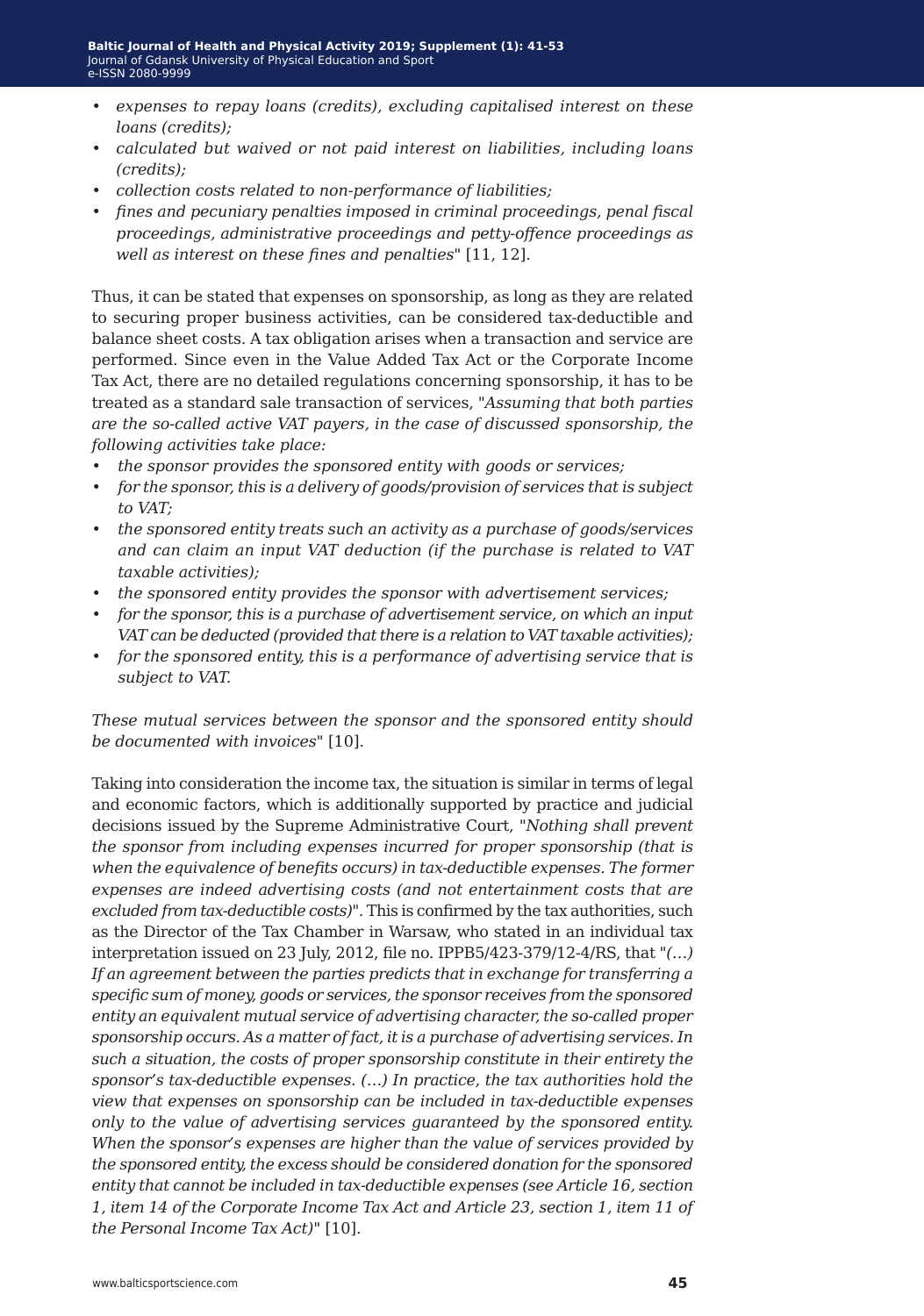- *expenses to repay loans (credits), excluding capitalised interest on these loans (credits);*
- *calculated but waived or not paid interest on liabilities, including loans (credits);*
- *collection costs related to non-performance of liabilities;*
- *fines and pecuniary penalties imposed in criminal proceedings, penal fiscal proceedings, administrative proceedings and petty-offence proceedings as well as interest on these fines and penalties*" [11, 12].

Thus, it can be stated that expenses on sponsorship, as long as they are related to securing proper business activities, can be considered tax-deductible and balance sheet costs. A tax obligation arises when a transaction and service are performed. Since even in the Value Added Tax Act or the Corporate Income Tax Act, there are no detailed regulations concerning sponsorship, it has to be treated as a standard sale transaction of services, "*Assuming that both parties are the so-called active VAT payers, in the case of discussed sponsorship, the following activities take place:*

- *the sponsor provides the sponsored entity with goods or services;*
- *for the sponsor, this is a delivery of goods/provision of services that is subject to VAT;*
- *the sponsored entity treats such an activity as a purchase of goods/services and can claim an input VAT deduction (if the purchase is related to VAT taxable activities);*
- *the sponsored entity provides the sponsor with advertisement services;*
- *for the sponsor, this is a purchase of advertisement service, on which an input VAT can be deducted (provided that there is a relation to VAT taxable activities);*
- *for the sponsored entity, this is a performance of advertising service that is subject to VAT.*

*These mutual services between the sponsor and the sponsored entity should be documented with invoices*" [10].

Taking into consideration the income tax, the situation is similar in terms of legal and economic factors, which is additionally supported by practice and judicial decisions issued by the Supreme Administrative Court, "*Nothing shall prevent the sponsor from including expenses incurred for proper sponsorship (that is when the equivalence of benefits occurs) in tax-deductible expenses. The former expenses are indeed advertising costs (and not entertainment costs that are excluded from tax-deductible costs)*". This is confirmed by the tax authorities, such as the Director of the Tax Chamber in Warsaw, who stated in an individual tax interpretation issued on 23 July, 2012, file no. IPPB5/423-379/12-4/RS, that "*(…) If an agreement between the parties predicts that in exchange for transferring a specific sum of money, goods or services, the sponsor receives from the sponsored entity an equivalent mutual service of advertising character, the so-called proper sponsorship occurs. As a matter of fact, it is a purchase of advertising services. In such a situation, the costs of proper sponsorship constitute in their entirety the sponsor's tax-deductible expenses. (…) In practice, the tax authorities hold the view that expenses on sponsorship can be included in tax-deductible expenses only to the value of advertising services guaranteed by the sponsored entity. When the sponsor's expenses are higher than the value of services provided by the sponsored entity, the excess should be considered donation for the sponsored entity that cannot be included in tax-deductible expenses (see Article 16, section 1, item 14 of the Corporate Income Tax Act and Article 23, section 1, item 11 of the Personal Income Tax Act)*" [10].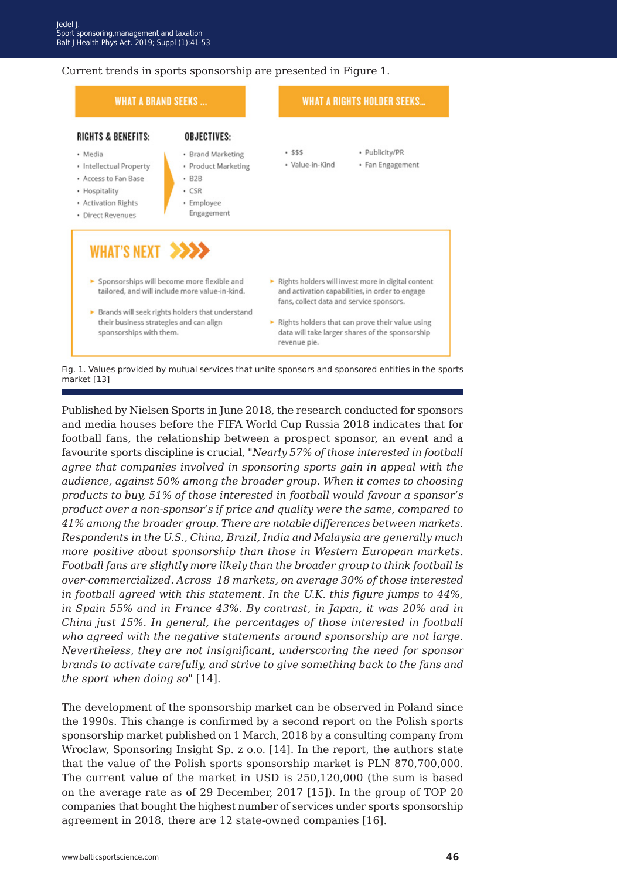Current trends in sports sponsorship are presented in Figure 1.

**WHAT A BRAND SEEKS ...**

**RIGHTS & BENEFITS:**

- Media
- Intellectual Property
- Access to Fan Base
- Hospitality
- Activation Rights
- Direct Revenues

**OBJECTIVES:**

- Brand Marketing
- Product Marketing
- B2B
- CSR
- Employee Engagement

**WHAT A RIGHTS HOLDER SEEKS...**

- $$$
- Value-in-Kind
- Publicity/PR
- Fan Engagement

**WHAT'S NEXT**

- Sponsorships will become more flexible and tailored, and will include more value-in-kind.
- Brands will seek rights holders that understand their business strategies and can align sponsorships with them.
- Rights holders will invest more in digital content and activation capabilities, in order to engage fans, collect data and service sponsors.
- Rights holders that can prove their value using data will take larger shares of the sponsorship revenue pie.

Fig. 1. Values provided by mutual services that unite sponsors and sponsored entities in the sports market [13]

Published by Nielsen Sports in June 2018, the research conducted for sponsors and media houses before the FIFA World Cup Russia 2018 indicates that for football fans, the relationship between a prospect sponsor, an event and a favourite sports discipline is crucial, "*Nearly 57% of those interested in football agree that companies involved in sponsoring sports gain in appeal with the audience, against 50% among the broader group. When it comes to choosing products to buy, 51% of those interested in football would favour a sponsor's product over a non-sponsor's if price and quality were the same, compared to 41% among the broader group. There are notable differences between markets. Respondents in the U.S., China, Brazil, India and Malaysia are generally much more positive about sponsorship than those in Western European markets. Football fans are slightly more likely than the broader group to think football is over-commercialized. Across 18 markets, on average 30% of those interested in football agreed with this statement. In the U.K. this figure jumps to 44%, in Spain 55% and in France 43%. By contrast, in Japan, it was 20% and in China just 15%. In general, the percentages of those interested in football who agreed with the negative statements around sponsorship are not large. Nevertheless, they are not insignificant, underscoring the need for sponsor brands to activate carefully, and strive to give something back to the fans and the sport when doing so*" [14].

The development of the sponsorship market can be observed in Poland since the 1990s. This change is confirmed by a second report on the Polish sports sponsorship market published on 1 March, 2018 by a consulting company from Wroclaw, Sponsoring Insight Sp. z o.o. [14]. In the report, the authors state that the value of the Polish sports sponsorship market is PLN 870,700,000. The current value of the market in USD is 250,120,000 (the sum is based on the average rate as of 29 December, 2017 [15]). In the group of TOP 20 companies that bought the highest number of services under sports sponsorship agreement in 2018, there are 12 state-owned companies [16].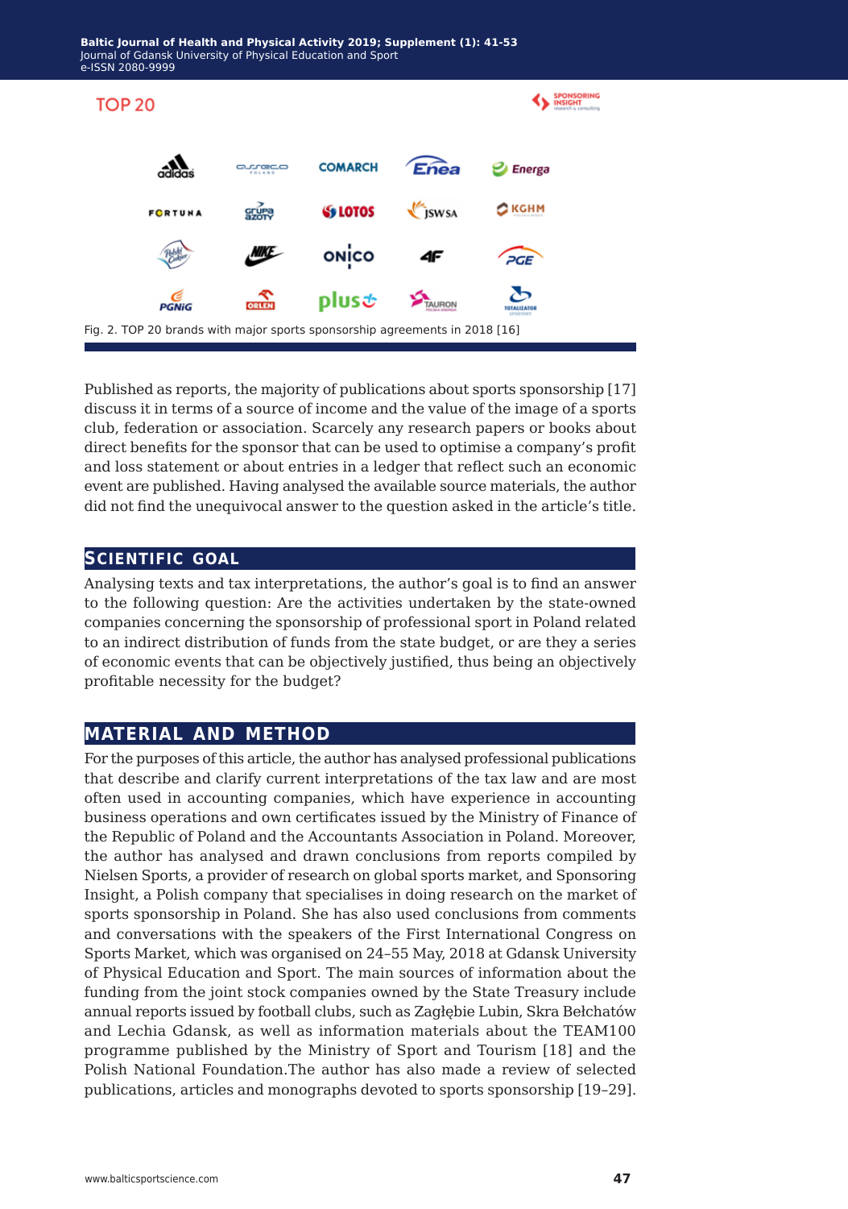Fig. 2. TOP 20 brands with major sports sponsorship agreements in 2018 [16]

Published as reports, the majority of publications about sports sponsorship [17] discuss it in terms of a source of income and the value of the image of a sports club, federation or association. Scarcely any research papers or books about direct benefits for the sponsor that can be used to optimise a company's profit and loss statement or about entries in a ledger that reflect such an economic event are published. Having analysed the available source materials, the author did not find the unequivocal answer to the question asked in the article's title.

## Scientific Goal

Analysing texts and tax interpretations, the author's goal is to find an answer to the following question: Are the activities undertaken by the state-owned companies concerning the sponsorship of professional sport in Poland related to an indirect distribution of funds from the state budget, or are they a series of economic events that can be objectively justified, thus being an objectively profitable necessity for the budget?

## Material and Method

For the purposes of this article, the author has analysed professional publications that describe and clarify current interpretations of the tax law and are most often used in accounting companies, which have experience in accounting business operations and own certificates issued by the Ministry of Finance of the Republic of Poland and the Accountants Association in Poland. Moreover, the author has analysed and drawn conclusions from reports compiled by Nielsen Sports, a provider of research on global sports market, and Sponsoring Insight, a Polish company that specialises in doing research on the market of sports sponsorship in Poland. She has also used conclusions from comments and conversations with the speakers of the First International Congress on Sports Market, which was organised on 24–55 May, 2018 at Gdansk University of Physical Education and Sport. The main sources of information about the funding from the joint stock companies owned by the State Treasury include annual reports issued by football clubs, such as Zagłębie Lubin, Skra Bełchatów and Lechia Gdansk, as well as information materials about the TEAM100 programme published by the Ministry of Sport and Tourism [18] and the Polish National Foundation.The author has also made a review of selected publications, articles and monographs devoted to sports sponsorship [19–29].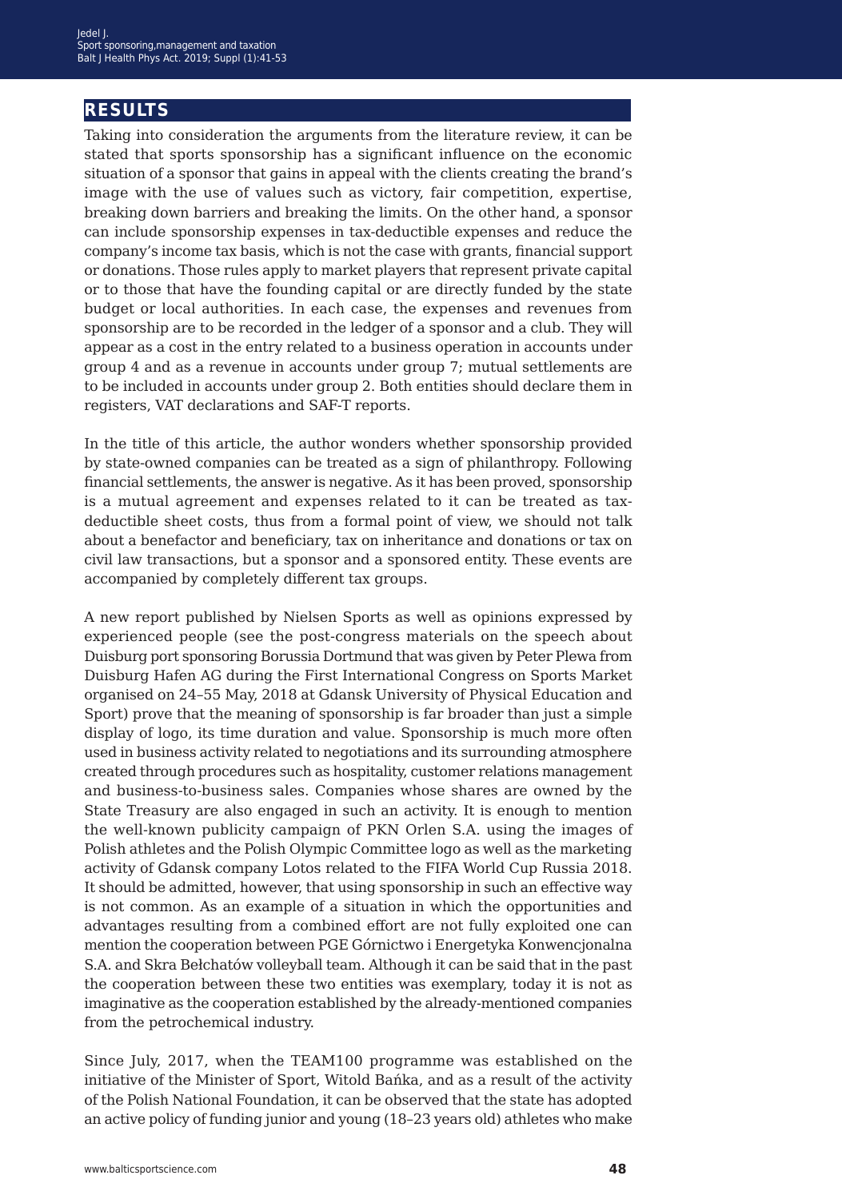## RESULTS

Taking into consideration the arguments from the literature review, it can be stated that sports sponsorship has a significant influence on the economic situation of a sponsor that gains in appeal with the clients creating the brand's image with the use of values such as victory, fair competition, expertise, breaking down barriers and breaking the limits. On the other hand, a sponsor can include sponsorship expenses in tax-deductible expenses and reduce the company's income tax basis, which is not the case with grants, financial support or donations. Those rules apply to market players that represent private capital or to those that have the founding capital or are directly funded by the state budget or local authorities. In each case, the expenses and revenues from sponsorship are to be recorded in the ledger of a sponsor and a club. They will appear as a cost in the entry related to a business operation in accounts under group 4 and as a revenue in accounts under group 7; mutual settlements are to be included in accounts under group 2. Both entities should declare them in registers, VAT declarations and SAF-T reports.

In the title of this article, the author wonders whether sponsorship provided by state-owned companies can be treated as a sign of philanthropy. Following financial settlements, the answer is negative. As it has been proved, sponsorship is a mutual agreement and expenses related to it can be treated as tax-deductible sheet costs, thus from a formal point of view, we should not talk about a benefactor and beneficiary, tax on inheritance and donations or tax on civil law transactions, but a sponsor and a sponsored entity. These events are accompanied by completely different tax groups.

A new report published by Nielsen Sports as well as opinions expressed by experienced people (see the post-congress materials on the speech about Duisburg port sponsoring Borussia Dortmund that was given by Peter Plewa from Duisburg Hafen AG during the First International Congress on Sports Market organised on 24–55 May, 2018 at Gdansk University of Physical Education and Sport) prove that the meaning of sponsorship is far broader than just a simple display of logo, its time duration and value. Sponsorship is much more often used in business activity related to negotiations and its surrounding atmosphere created through procedures such as hospitality, customer relations management and business-to-business sales. Companies whose shares are owned by the State Treasury are also engaged in such an activity. It is enough to mention the well-known publicity campaign of PKN Orlen S.A. using the images of Polish athletes and the Polish Olympic Committee logo as well as the marketing activity of Gdansk company Lotos related to the FIFA World Cup Russia 2018. It should be admitted, however, that using sponsorship in such an effective way is not common. As an example of a situation in which the opportunities and advantages resulting from a combined effort are not fully exploited one can mention the cooperation between PGE Górnictwo i Energetyka Konwencjonalna S.A. and Skra Bełchatów volleyball team. Although it can be said that in the past the cooperation between these two entities was exemplary, today it is not as imaginative as the cooperation established by the already-mentioned companies from the petrochemical industry.

Since July, 2017, when the TEAM100 programme was established on the initiative of the Minister of Sport, Witold Bańka, and as a result of the activity of the Polish National Foundation, it can be observed that the state has adopted an active policy of funding junior and young (18–23 years old) athletes who make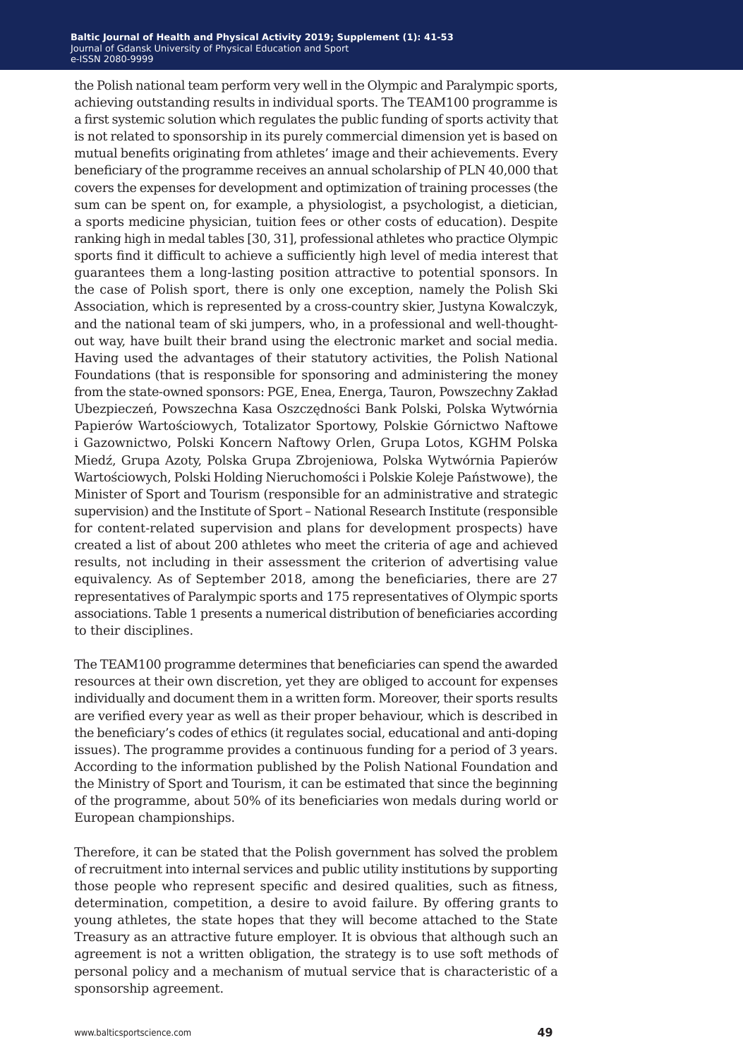the Polish national team perform very well in the Olympic and Paralympic sports, achieving outstanding results in individual sports. The TEAM100 programme is a first systemic solution which regulates the public funding of sports activity that is not related to sponsorship in its purely commercial dimension yet is based on mutual benefits originating from athletes' image and their achievements. Every beneficiary of the programme receives an annual scholarship of PLN 40,000 that covers the expenses for development and optimization of training processes (the sum can be spent on, for example, a physiologist, a psychologist, a dietician, a sports medicine physician, tuition fees or other costs of education). Despite ranking high in medal tables [30, 31], professional athletes who practice Olympic sports find it difficult to achieve a sufficiently high level of media interest that guarantees them a long-lasting position attractive to potential sponsors. In the case of Polish sport, there is only one exception, namely the Polish Ski Association, which is represented by a cross-country skier, Justyna Kowalczyk, and the national team of ski jumpers, who, in a professional and well-thought-out way, have built their brand using the electronic market and social media. Having used the advantages of their statutory activities, the Polish National Foundations (that is responsible for sponsoring and administering the money from the state-owned sponsors: PGE, Enea, Energa, Tauron, Powszechny Zakład Ubezpieczeń, Powszechna Kasa Oszczędności Bank Polski, Polska Wytwórnia Papierów Wartościowych, Totalizator Sportowy, Polskie Górnictwo Naftowe i Gazownictwo, Polski Koncern Naftowy Orlen, Grupa Lotos, KGHM Polska Miedź, Grupa Azoty, Polska Grupa Zbrojeniowa, Polska Wytwórnia Papierów Wartościowych, Polski Holding Nieruchomości i Polskie Koleje Państwowe), the Minister of Sport and Tourism (responsible for an administrative and strategic supervision) and the Institute of Sport – National Research Institute (responsible for content-related supervision and plans for development prospects) have created a list of about 200 athletes who meet the criteria of age and achieved results, not including in their assessment the criterion of advertising value equivalency. As of September 2018, among the beneficiaries, there are 27 representatives of Paralympic sports and 175 representatives of Olympic sports associations. Table 1 presents a numerical distribution of beneficiaries according to their disciplines.

The TEAM100 programme determines that beneficiaries can spend the awarded resources at their own discretion, yet they are obliged to account for expenses individually and document them in a written form. Moreover, their sports results are verified every year as well as their proper behaviour, which is described in the beneficiary's codes of ethics (it regulates social, educational and anti-doping issues). The programme provides a continuous funding for a period of 3 years. According to the information published by the Polish National Foundation and the Ministry of Sport and Tourism, it can be estimated that since the beginning of the programme, about 50% of its beneficiaries won medals during world or European championships.

Therefore, it can be stated that the Polish government has solved the problem of recruitment into internal services and public utility institutions by supporting those people who represent specific and desired qualities, such as fitness, determination, competition, a desire to avoid failure. By offering grants to young athletes, the state hopes that they will become attached to the State Treasury as an attractive future employer. It is obvious that although such an agreement is not a written obligation, the strategy is to use soft methods of personal policy and a mechanism of mutual service that is characteristic of a sponsorship agreement.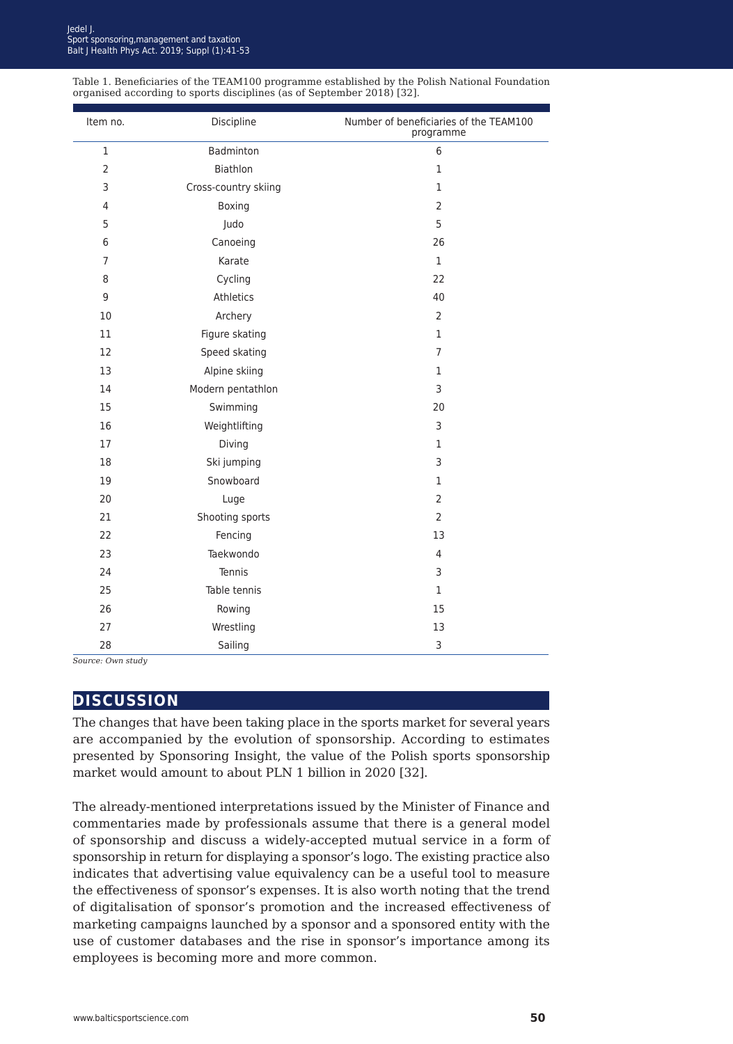Table 1. Beneficiaries of the TEAM100 programme established by the Polish National Foundation organised according to sports disciplines (as of September 2018) [32].

| Item no. | Discipline | Number of beneficiaries of the TEAM100 programme |
|---|---|---|
| 1 | Badminton | 6 |
| 2 | Biathlon | 1 |
| 3 | Cross-country skiing | 1 |
| 4 | Boxing | 2 |
| 5 | Judo | 5 |
| 6 | Canoeing | 26 |
| 7 | Karate | 1 |
| 8 | Cycling | 22 |
| 9 | Athletics | 40 |
| 10 | Archery | 2 |
| 11 | Figure skating | 1 |
| 12 | Speed skating | 7 |
| 13 | Alpine skiing | 1 |
| 14 | Modern pentathlon | 3 |
| 15 | Swimming | 20 |
| 16 | Weightlifting | 3 |
| 17 | Diving | 1 |
| 18 | Ski jumping | 3 |
| 19 | Snowboard | 1 |
| 20 | Luge | 2 |
| 21 | Shooting sports | 2 |
| 22 | Fencing | 13 |
| 23 | Taekwondo | 4 |
| 24 | Tennis | 3 |
| 25 | Table tennis | 1 |
| 26 | Rowing | 15 |
| 27 | Wrestling | 13 |
| 28 | Sailing | 3 |

*Source: Own study*

## DISCUSSION

The changes that have been taking place in the sports market for several years are accompanied by the evolution of sponsorship. According to estimates presented by Sponsoring Insight, the value of the Polish sports sponsorship market would amount to about PLN 1 billion in 2020 [32].

The already-mentioned interpretations issued by the Minister of Finance and commentaries made by professionals assume that there is a general model of sponsorship and discuss a widely-accepted mutual service in a form of sponsorship in return for displaying a sponsor's logo. The existing practice also indicates that advertising value equivalency can be a useful tool to measure the effectiveness of sponsor's expenses. It is also worth noting that the trend of digitalisation of sponsor's promotion and the increased effectiveness of marketing campaigns launched by a sponsor and a sponsored entity with the use of customer databases and the rise in sponsor's importance among its employees is becoming more and more common.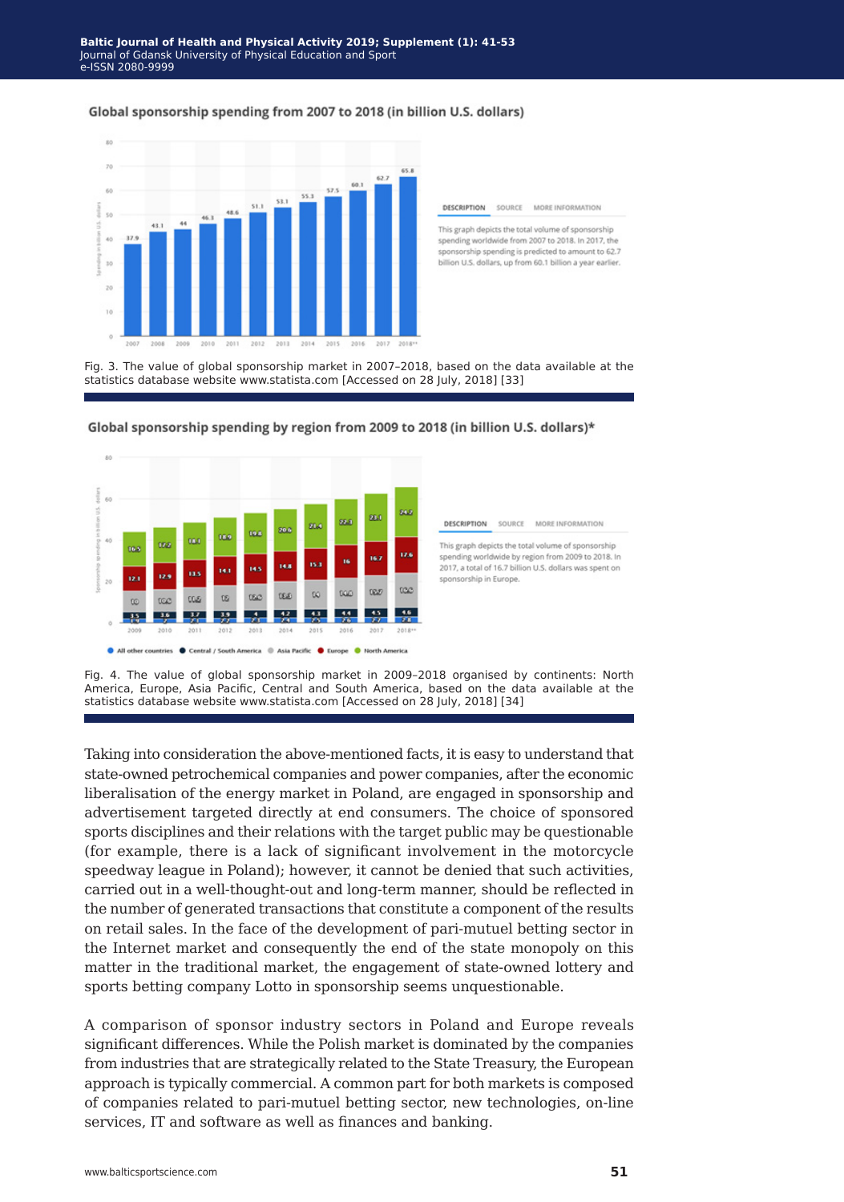Global sponsorship spending from 2007 to 2018 (in billion U.S. dollars)

Fig. 3. The value of global sponsorship market in 2007–2018, based on the data available at the statistics database website www.statista.com [Accessed on 28 July, 2018] [33]

Global sponsorship spending by region from 2009 to 2018 (in billion U.S. dollars)*

Fig. 4. The value of global sponsorship market in 2009–2018 organised by continents: North America, Europe, Asia Pacific, Central and South America, based on the data available at the statistics database website www.statista.com [Accessed on 28 July, 2018] [34]

Taking into consideration the above-mentioned facts, it is easy to understand that state-owned petrochemical companies and power companies, after the economic liberalisation of the energy market in Poland, are engaged in sponsorship and advertisement targeted directly at end consumers. The choice of sponsored sports disciplines and their relations with the target public may be questionable (for example, there is a lack of significant involvement in the motorcycle speedway league in Poland); however, it cannot be denied that such activities, carried out in a well-thought-out and long-term manner, should be reflected in the number of generated transactions that constitute a component of the results on retail sales. In the face of the development of pari-mutuel betting sector in the Internet market and consequently the end of the state monopoly on this matter in the traditional market, the engagement of state-owned lottery and sports betting company Lotto in sponsorship seems unquestionable.

A comparison of sponsor industry sectors in Poland and Europe reveals significant differences. While the Polish market is dominated by the companies from industries that are strategically related to the State Treasury, the European approach is typically commercial. A common part for both markets is composed of companies related to pari-mutuel betting sector, new technologies, on-line services, IT and software as well as finances and banking.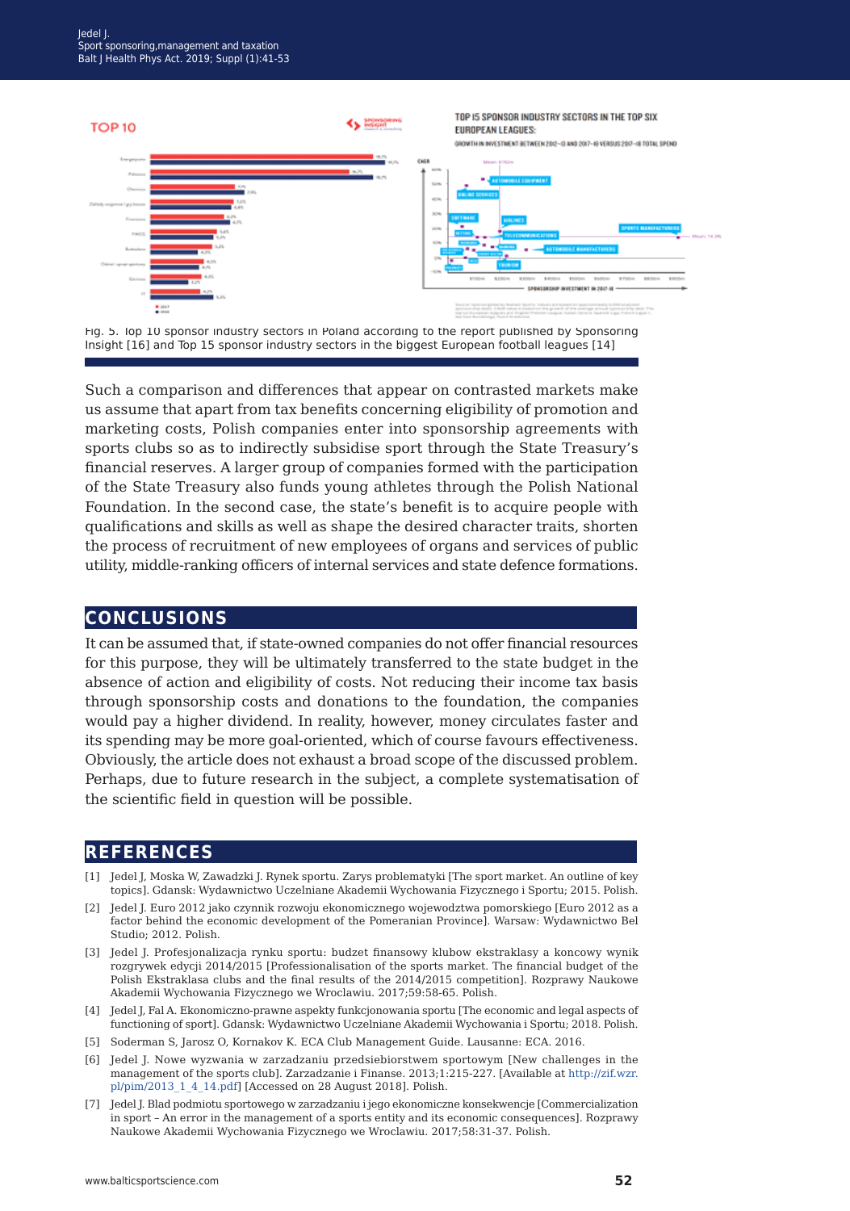Fig. 5. Top 10 sponsor industry sectors in Poland according to the report published by Sponsoring Insight [16] and Top 15 sponsor industry sectors in the biggest European football leagues [14]

Such a comparison and differences that appear on contrasted markets make us assume that apart from tax benefits concerning eligibility of promotion and marketing costs, Polish companies enter into sponsorship agreements with sports clubs so as to indirectly subsidise sport through the State Treasury's financial reserves. A larger group of companies formed with the participation of the State Treasury also funds young athletes through the Polish National Foundation. In the second case, the state's benefit is to acquire people with qualifications and skills as well as shape the desired character traits, shorten the process of recruitment of new employees of organs and services of public utility, middle-ranking officers of internal services and state defence formations.

## CONCLUSIONS

It can be assumed that, if state-owned companies do not offer financial resources for this purpose, they will be ultimately transferred to the state budget in the absence of action and eligibility of costs. Not reducing their income tax basis through sponsorship costs and donations to the foundation, the companies would pay a higher dividend. In reality, however, money circulates faster and its spending may be more goal-oriented, which of course favours effectiveness. Obviously, the article does not exhaust a broad scope of the discussed problem. Perhaps, due to future research in the subject, a complete systematisation of the scientific field in question will be possible.

## REFERENCES

[1] Jedel J, Moska W, Zawadzki J. Rynek sportu. Zarys problematyki [The sport market. An outline of key topics]. Gdansk: Wydawnictwo Uczelniane Akademii Wychowania Fizycznego i Sportu; 2015. Polish.

[2] Jedel J. Euro 2012 jako czynnik rozwoju ekonomicznego wojewodztwa pomorskiego [Euro 2012 as a factor behind the economic development of the Pomeranian Province]. Warsaw: Wydawnictwo Bel Studio; 2012. Polish.

[3] Jedel J. Profesjonalizacja rynku sportu: budzet finansowy klubow ekstraklasy a koncowy wynik rozgrywek edycji 2014/2015 [Professionalisation of the sports market. The financial budget of the Polish Ekstraklasa clubs and the final results of the 2014/2015 competition]. Rozprawy Naukowe Akademii Wychowania Fizycznego we Wroclawiu. 2017;59:58-65. Polish.

[4] Jedel J, Fal A. Ekonomiczno-prawne aspekty funkcjonowania sportu [The economic and legal aspects of functioning of sport]. Gdansk: Wydawnictwo Uczelniane Akademii Wychowania i Sportu; 2018. Polish.

[5] Soderman S, Jarosz O, Kornakov K. ECA Club Management Guide. Lausanne: ECA. 2016.

[6] Jedel J. Nowe wyzwania w zarzadzaniu przedsiebiorstwem sportowym [New challenges in the management of the sports club]. Zarzadzanie i Finanse. 2013;1:215-227. [Available at http://zif.wzr.pl/pim/2013_1_4_14.pdf] [Accessed on 28 August 2018]. Polish.

[7] Jedel J. Blad podmiotu sportowego w zarzadzaniu i jego ekonomiczne konsekwencje [Commercialization in sport – An error in the management of a sports entity and its economic consequences]. Rozprawy Naukowe Akademii Wychowania Fizycznego we Wroclawiu. 2017;58:31-37. Polish.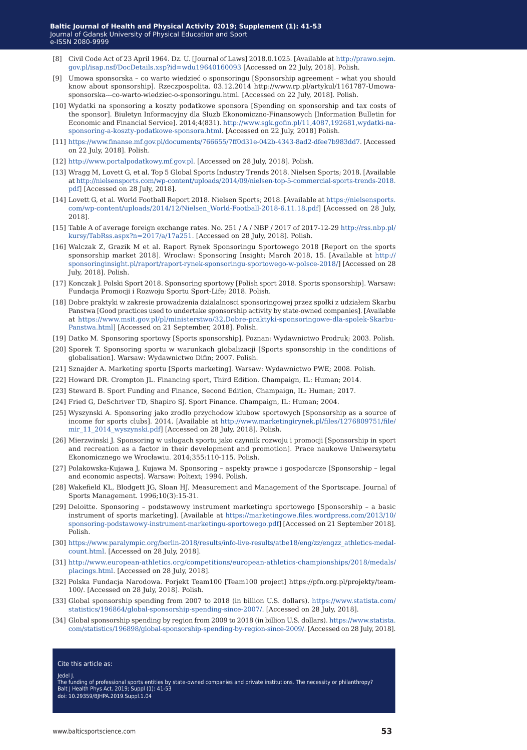[8] Civil Code Act of 23 April 1964. Dz. U. [Journal of Laws] 2018.0.1025. [Available at http://prawo.sejm.gov.pl/isap.nsf/DocDetails.xsp?id=wdu19640160093 [Accessed on 22 July, 2018]. Polish.

[9] Umowa sponsorska – co warto wiedzieć o sponsoringu [Sponsorship agreement – what you should know about sponsorship]. Rzeczpospolita. 03.12.2014 http://www.rp.pl/artykul/1161787-Umowa-sponsorska---co-warto-wiedziec-o-sponsoringu.html. [Accessed on 22 July, 2018]. Polish.

[10] Wydatki na sponsoring a koszty podatkowe sponsora [Spending on sponsorship and tax costs of the sponsor]. Biuletyn Informacyjny dla Sluzb Ekonomiczno-Finansowych [Information Bulletin for Economic and Financial Service]. 2014;4(831). http://www.sgk.gofin.pl/11,4087,192681,wydatki-na-sponsoring-a-koszty-podatkowe-sponsora.html. [Accessed on 22 July, 2018] Polish.

[11] https://www.finanse.mf.gov.pl/documents/766655/7ff0d31e-042b-4343-8ad2-dfee7b983dd7. [Accessed on 22 July, 2018]. Polish.

[12] http://www.portalpodatkowy.mf.gov.pl. [Accessed on 28 July, 2018]. Polish.

[13] Wragg M, Lovett G, et al. Top 5 Global Sports Industry Trends 2018. Nielsen Sports; 2018. [Available at http://nielsensports.com/wp-content/uploads/2014/09/nielsen-top-5-commercial-sports-trends-2018.pdf] [Accessed on 28 July, 2018].

[14] Lovett G, et al. World Football Report 2018. Nielsen Sports; 2018. [Available at https://nielsensports.com/wp-content/uploads/2014/12/Nielsen_World-Football-2018-6.11.18.pdf] [Accessed on 28 July, 2018].

[15] Table A of average foreign exchange rates. No. 251 / A / NBP / 2017 of 2017-12-29 http://rss.nbp.pl/kursy/TabRss.aspx?n=2017/a/17a251. [Accessed on 28 July, 2018]. Polish.

[16] Walczak Z, Grazik M et al. Raport Rynek Sponsoringu Sportowego 2018 [Report on the sports sponsorship market 2018]. Wroclaw: Sponsoring Insight; March 2018, 15. [Available at http://sponsoringinsight.pl/raport/raport-rynek-sponsoringu-sportowego-w-polsce-2018/] [Accessed on 28 July, 2018]. Polish.

[17] Konczak J. Polski Sport 2018. Sponsoring sportowy [Polish sport 2018. Sports sponsorship]. Warsaw: Fundacja Promocji i Rozwoju Sportu Sport-Life; 2018. Polish.

[18] Dobre praktyki w zakresie prowadzenia dzialalnosci sponsoringowej przez społki z udziałem Skarbu Panstwa [Good practices used to undertake sponsorship activity by state-owned companies]. [Available at https://www.msit.gov.pl/pl/ministerstwo/32,Dobre-praktyki-sponsoringowe-dla-spolek-Skarbu-Panstwa.html] [Accessed on 21 September, 2018]. Polish.

[19] Datko M. Sponsoring sportowy [Sports sponsorship]. Poznan: Wydawnictwo Prodruk; 2003. Polish.

[20] Sporek T. Sponsoring sportu w warunkach globalizacji [Sports sponsorship in the conditions of globalisation]. Warsaw: Wydawnictwo Difin; 2007. Polish.

[21] Sznajder A. Marketing sportu [Sports marketing]. Warsaw: Wydawnictwo PWE; 2008. Polish.

[22] Howard DR. Crompton JL. Financing sport, Third Edition. Champaign, IL: Human; 2014.

[23] Steward B. Sport Funding and Finance, Second Edition, Champaign, IL: Human; 2017.

[24] Fried G, DeSchriver TD, Shapiro SJ. Sport Finance. Champaign, IL: Human; 2004.

[25] Wyszynski A. Sponsoring jako zrodlo przychodow klubow sportowych [Sponsorship as a source of income for sports clubs]. 2014. [Available at http://www.marketingirynek.pl/files/1276809751/file/mir_11_2014_wyszynski.pdf] [Accessed on 28 July, 2018]. Polish.

[26] Mierzwinski J. Sponsoring w uslugach sportu jako czynnik rozwoju i promocji [Sponsorship in sport and recreation as a factor in their development and promotion]. Prace naukowe Uniwersytetu Ekonomicznego we Wrocławiu. 2014;355:110-115. Polish.

[27] Polakowska-Kujawa J, Kujawa M. Sponsoring – aspekty prawne i gospodarcze [Sponsorship – legal and economic aspects]. Warsaw: Poltext; 1994. Polish.

[28] Wakefield KL, Blodgett JG, Sloan HJ. Measurement and Management of the Sportscape. Journal of Sports Management. 1996;10(3):15-31.

[29] Deloitte. Sponsoring – podstawowy instrument marketingu sportowego [Sponsorship – a basic instrument of sports marketing]. [Available at https://marketingowe.files.wordpress.com/2013/10/sponsoring-podstawowy-instrument-marketingu-sportowego.pdf] [Accessed on 21 September 2018]. Polish.

[30] https://www.paralympic.org/berlin-2018/results/info-live-results/atbe18/eng/zz/engzz_athletics-medal-count.html. [Accessed on 28 July, 2018].

[31] http://www.european-athletics.org/competitions/european-athletics-championships/2018/medals/placings.html. [Accessed on 28 July, 2018].

[32] Polska Fundacja Narodowa. Porjekt Team100 [Team100 project] https://pfn.org.pl/projekty/team-100/. [Accessed on 28 July, 2018]. Polish.

[33] Global sponsorship spending from 2007 to 2018 (in billion U.S. dollars). https://www.statista.com/statistics/196864/global-sponsorship-spending-since-2007/. [Accessed on 28 July, 2018].

[34] Global sponsorship spending by region from 2009 to 2018 (in billion U.S. dollars). https://www.statista.com/statistics/196898/global-sponsorship-spending-by-region-since-2009/. [Accessed on 28 July, 2018].

Cite this article as:

Jedel J.
The funding of professional sports entities by state-owned companies and private institutions. The necessity or philanthropy?
Balt J Health Phys Act. 2019; Suppl (1): 41-53
doi: 10.29359/BJHPA.2019.Suppl.1.04